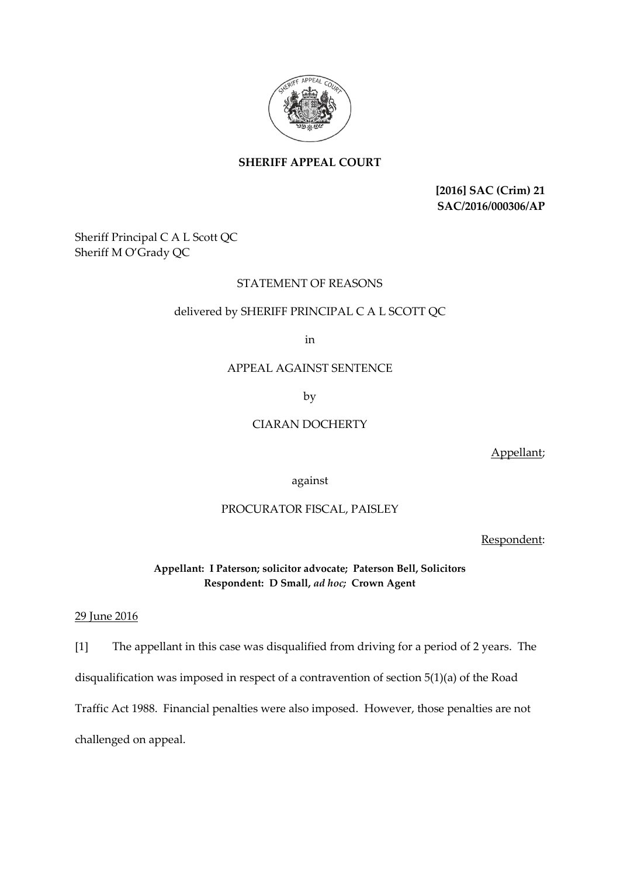**SHERIFF APPEAL COURT**

**[2016] SAC (Crim) 21**
**SAC/2016/000306/AP**

Sheriff Principal C A L Scott QC
Sheriff M O'Grady QC

STATEMENT OF REASONS

delivered by SHERIFF PRINCIPAL C A L SCOTT QC

in

APPEAL AGAINST SENTENCE

by

CIARAN DOCHERTY

Appellant;

against

PROCURATOR FISCAL, PAISLEY

Respondent:

**Appellant: I Paterson; solicitor advocate; Paterson Bell, Solicitors**
**Respondent: D Small, *ad hoc*; Crown Agent**

29 June 2016

[1] The appellant in this case was disqualified from driving for a period of 2 years. The disqualification was imposed in respect of a contravention of section 5(1)(a) of the Road Traffic Act 1988. Financial penalties were also imposed. However, those penalties are not challenged on appeal.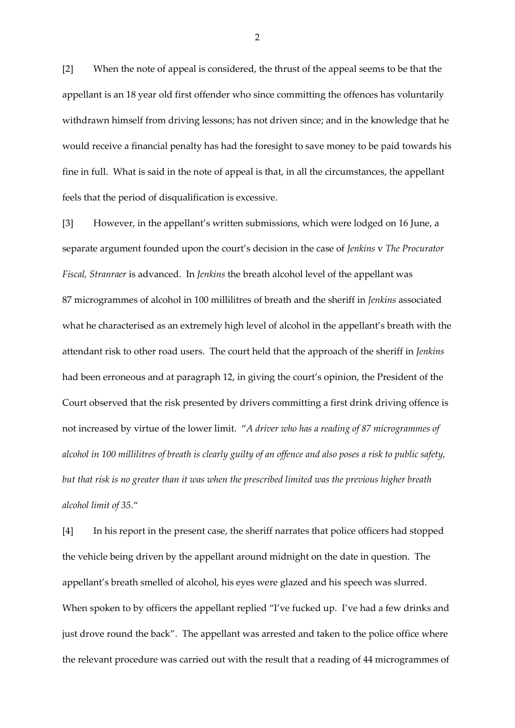[2] When the note of appeal is considered, the thrust of the appeal seems to be that the appellant is an 18 year old first offender who since committing the offences has voluntarily withdrawn himself from driving lessons; has not driven since; and in the knowledge that he would receive a financial penalty has had the foresight to save money to be paid towards his fine in full. What is said in the note of appeal is that, in all the circumstances, the appellant feels that the period of disqualification is excessive.

[3] However, in the appellant's written submissions, which were lodged on 16 June, a separate argument founded upon the court's decision in the case of *Jenkins* v *The Procurator Fiscal, Stranraer* is advanced. In *Jenkins* the breath alcohol level of the appellant was 87 microgrammes of alcohol in 100 millilitres of breath and the sheriff in *Jenkins* associated what he characterised as an extremely high level of alcohol in the appellant's breath with the attendant risk to other road users. The court held that the approach of the sheriff in *Jenkins* had been erroneous and at paragraph 12, in giving the court's opinion, the President of the Court observed that the risk presented by drivers committing a first drink driving offence is not increased by virtue of the lower limit. "*A driver who has a reading of 87 microgrammes of alcohol in 100 millilitres of breath is clearly guilty of an offence and also poses a risk to public safety, but that risk is no greater than it was when the prescribed limited was the previous higher breath alcohol limit of 35*."

[4] In his report in the present case, the sheriff narrates that police officers had stopped the vehicle being driven by the appellant around midnight on the date in question. The appellant's breath smelled of alcohol, his eyes were glazed and his speech was slurred. When spoken to by officers the appellant replied "I've fucked up. I've had a few drinks and just drove round the back". The appellant was arrested and taken to the police office where the relevant procedure was carried out with the result that a reading of 44 microgrammes of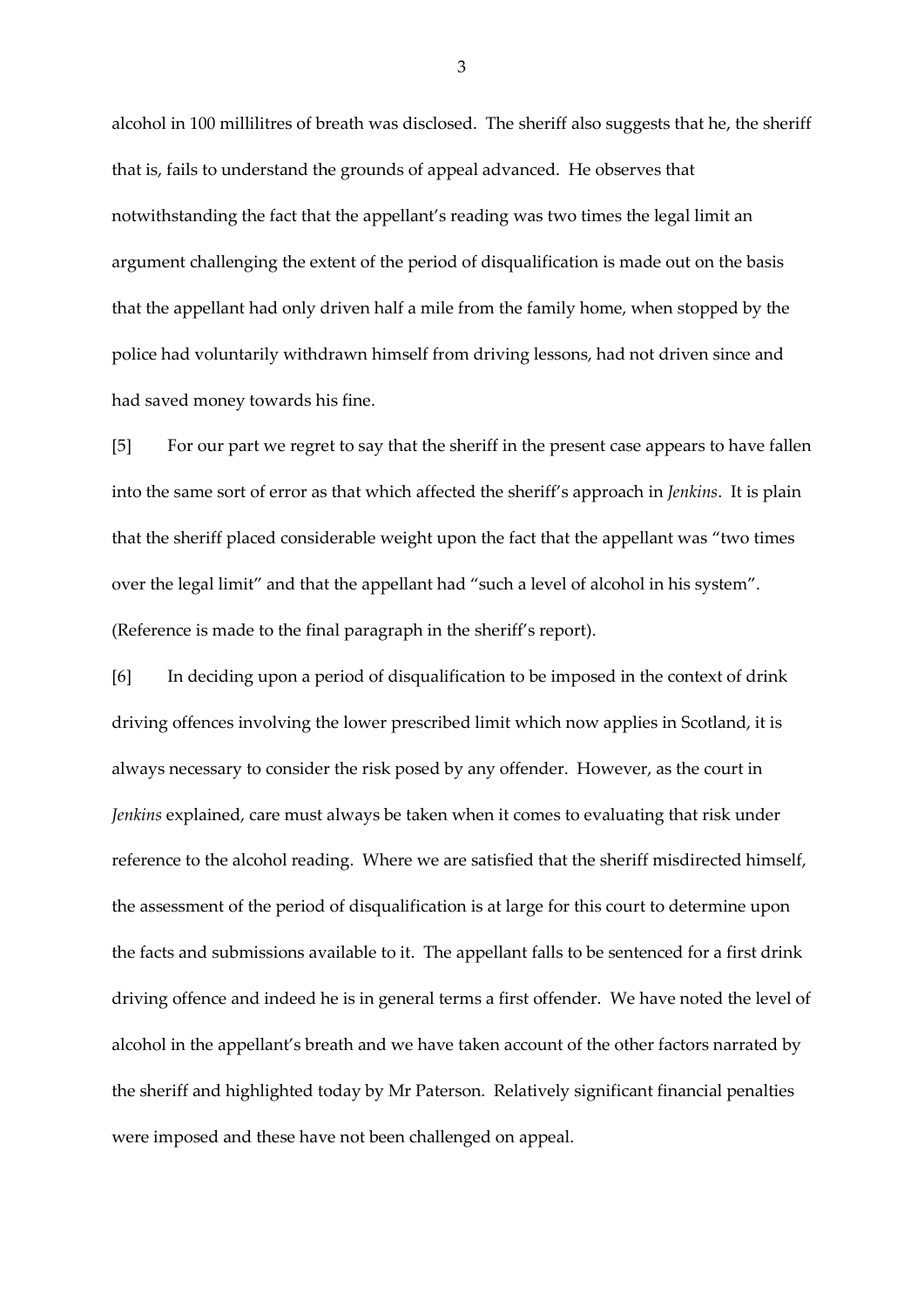alcohol in 100 millilitres of breath was disclosed. The sheriff also suggests that he, the sheriff that is, fails to understand the grounds of appeal advanced. He observes that notwithstanding the fact that the appellant's reading was two times the legal limit an argument challenging the extent of the period of disqualification is made out on the basis that the appellant had only driven half a mile from the family home, when stopped by the police had voluntarily withdrawn himself from driving lessons, had not driven since and had saved money towards his fine.

[5] For our part we regret to say that the sheriff in the present case appears to have fallen into the same sort of error as that which affected the sheriff's approach in *Jenkins*. It is plain that the sheriff placed considerable weight upon the fact that the appellant was "two times over the legal limit" and that the appellant had "such a level of alcohol in his system". (Reference is made to the final paragraph in the sheriff's report).

[6] In deciding upon a period of disqualification to be imposed in the context of drink driving offences involving the lower prescribed limit which now applies in Scotland, it is always necessary to consider the risk posed by any offender. However, as the court in *Jenkins* explained, care must always be taken when it comes to evaluating that risk under reference to the alcohol reading. Where we are satisfied that the sheriff misdirected himself, the assessment of the period of disqualification is at large for this court to determine upon the facts and submissions available to it. The appellant falls to be sentenced for a first drink driving offence and indeed he is in general terms a first offender. We have noted the level of alcohol in the appellant's breath and we have taken account of the other factors narrated by the sheriff and highlighted today by Mr Paterson. Relatively significant financial penalties were imposed and these have not been challenged on appeal.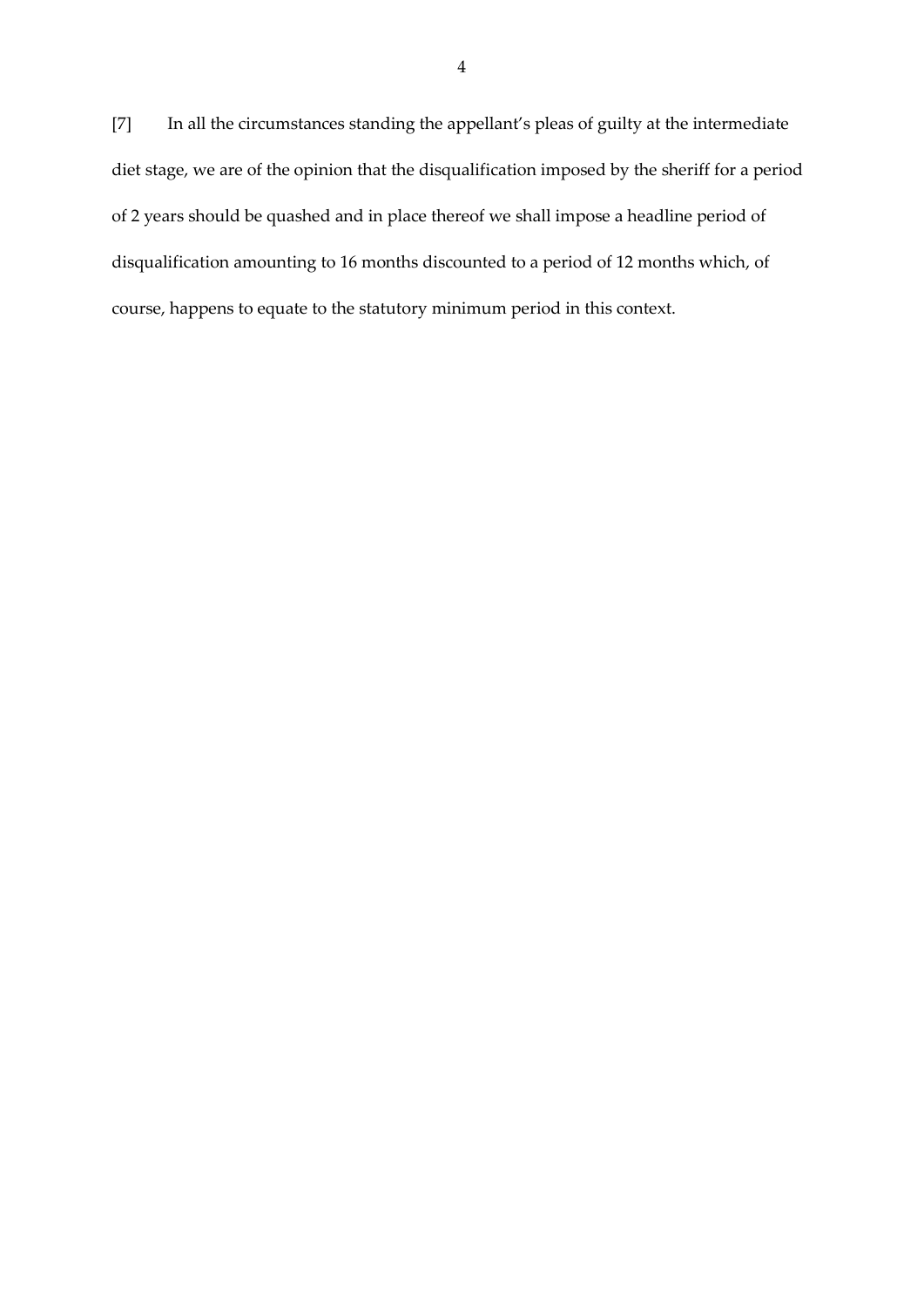[7] In all the circumstances standing the appellant's pleas of guilty at the intermediate diet stage, we are of the opinion that the disqualification imposed by the sheriff for a period of 2 years should be quashed and in place thereof we shall impose a headline period of disqualification amounting to 16 months discounted to a period of 12 months which, of course, happens to equate to the statutory minimum period in this context.